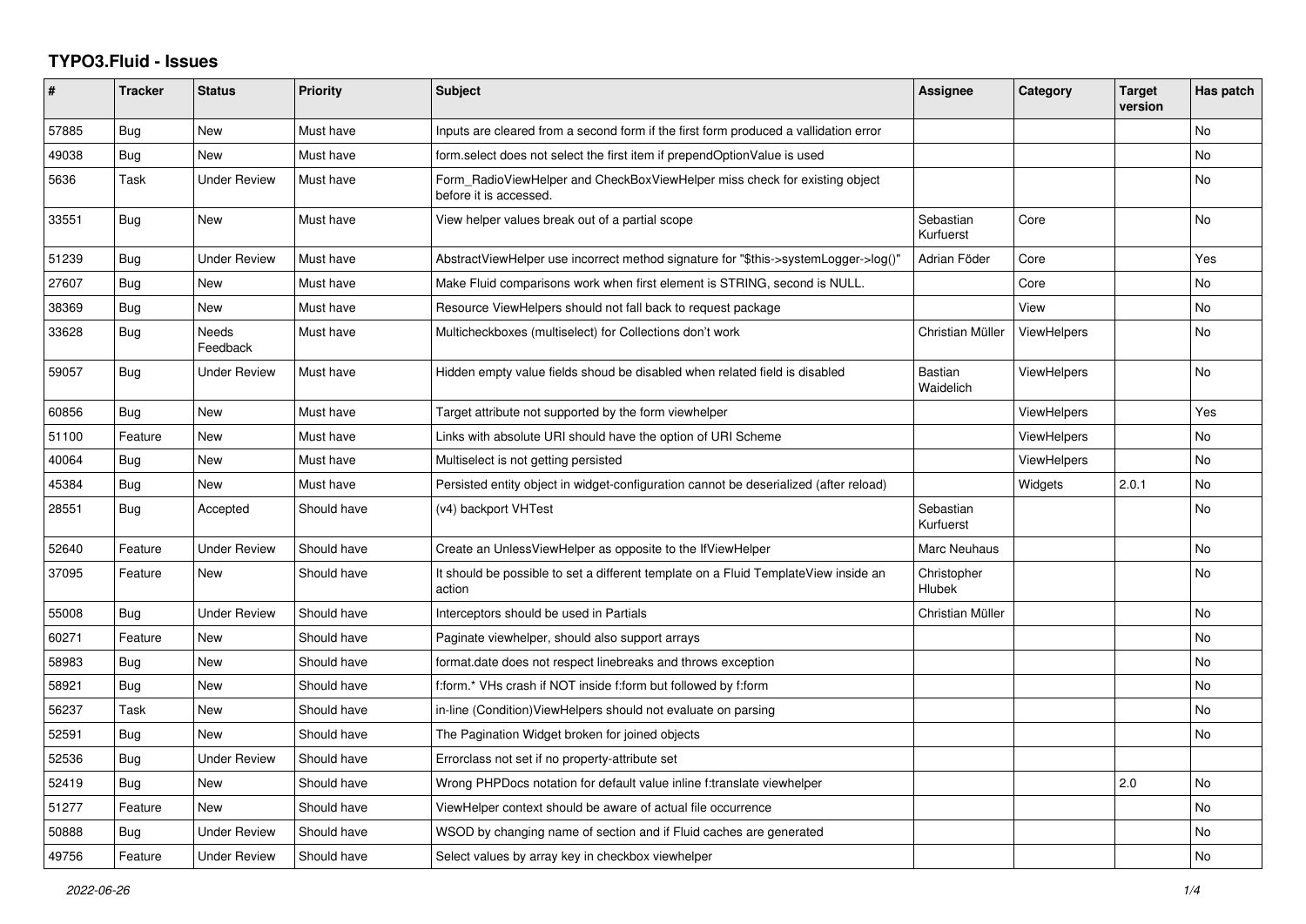# TYPO3.Fluid - Issues

| # | Tracker | Status | Priority | Subject | Assignee | Category | Target version | Has patch |
|---|---|---|---|---|---|---|---|---|
| 57885 | Bug | New | Must have | Inputs are cleared from a second form if the first form produced a vallidation error | | | | No |
| 49038 | Bug | New | Must have | form.select does not select the first item if prependOptionValue is used | | | | No |
| 5636 | Task | Under Review | Must have | Form_RadioViewHelper and CheckBoxViewHelper miss check for existing object before it is accessed. | | | | No |
| 33551 | Bug | New | Must have | View helper values break out of a partial scope | Sebastian Kurfuerst | Core | | No |
| 51239 | Bug | Under Review | Must have | AbstractViewHelper use incorrect method signature for "$this->systemLogger->log()" | Adrian Föder | Core | | Yes |
| 27607 | Bug | New | Must have | Make Fluid comparisons work when first element is STRING, second is NULL. | | Core | | No |
| 38369 | Bug | New | Must have | Resource ViewHelpers should not fall back to request package | | View | | No |
| 33628 | Bug | Needs Feedback | Must have | Multicheckboxes (multiselect) for Collections don't work | Christian Müller | ViewHelpers | | No |
| 59057 | Bug | Under Review | Must have | Hidden empty value fields shoud be disabled when related field is disabled | Bastian Waidelich | ViewHelpers | | No |
| 60856 | Bug | New | Must have | Target attribute not supported by the form viewhelper | | ViewHelpers | | Yes |
| 51100 | Feature | New | Must have | Links with absolute URI should have the option of URI Scheme | | ViewHelpers | | No |
| 40064 | Bug | New | Must have | Multiselect is not getting persisted | | ViewHelpers | | No |
| 45384 | Bug | New | Must have | Persisted entity object in widget-configuration cannot be deserialized (after reload) | | Widgets | 2.0.1 | No |
| 28551 | Bug | Accepted | Should have | (v4) backport VHTest | Sebastian Kurfuerst | | | No |
| 52640 | Feature | Under Review | Should have | Create an UnlessViewHelper as opposite to the IfViewHelper | Marc Neuhaus | | | No |
| 37095 | Feature | New | Should have | It should be possible to set a different template on a Fluid TemplateView inside an action | Christopher Hlubek | | | No |
| 55008 | Bug | Under Review | Should have | Interceptors should be used in Partials | Christian Müller | | | No |
| 60271 | Feature | New | Should have | Paginate viewhelper, should also support arrays | | | | No |
| 58983 | Bug | New | Should have | format.date does not respect linebreaks and throws exception | | | | No |
| 58921 | Bug | New | Should have | f:form.* VHs crash if NOT inside f:form but followed by f:form | | | | No |
| 56237 | Task | New | Should have | in-line (Condition)ViewHelpers should not evaluate on parsing | | | | No |
| 52591 | Bug | New | Should have | The Pagination Widget broken for joined objects | | | | No |
| 52536 | Bug | Under Review | Should have | Errorclass not set if no property-attribute set | | | | |
| 52419 | Bug | New | Should have | Wrong PHPDocs notation for default value inline f:translate viewhelper | | | 2.0 | No |
| 51277 | Feature | New | Should have | ViewHelper context should be aware of actual file occurrence | | | | No |
| 50888 | Bug | Under Review | Should have | WSOD by changing name of section and if Fluid caches are generated | | | | No |
| 49756 | Feature | Under Review | Should have | Select values by array key in checkbox viewhelper | | | | No |

*2022-06-26*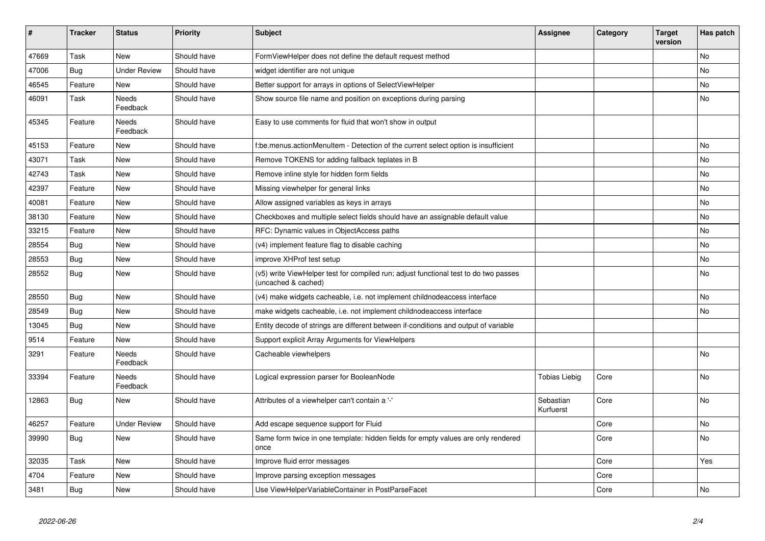| # | Tracker | Status | Priority | Subject | Assignee | Category | Target version | Has patch |
|---|---|---|---|---|---|---|---|---|
| 47669 | Task | New | Should have | FormViewHelper does not define the default request method | | | | No |
| 47006 | Bug | Under Review | Should have | widget identifier are not unique | | | | No |
| 46545 | Feature | New | Should have | Better support for arrays in options of SelectViewHelper | | | | No |
| 46091 | Task | Needs Feedback | Should have | Show source file name and position on exceptions during parsing | | | | No |
| 45345 | Feature | Needs Feedback | Should have | Easy to use comments for fluid that won't show in output | | | | |
| 45153 | Feature | New | Should have | f:be.menus.actionMenuItem - Detection of the current select option is insufficient | | | | No |
| 43071 | Task | New | Should have | Remove TOKENS for adding fallback teplates in B | | | | No |
| 42743 | Task | New | Should have | Remove inline style for hidden form fields | | | | No |
| 42397 | Feature | New | Should have | Missing viewhelper for general links | | | | No |
| 40081 | Feature | New | Should have | Allow assigned variables as keys in arrays | | | | No |
| 38130 | Feature | New | Should have | Checkboxes and multiple select fields should have an assignable default value | | | | No |
| 33215 | Feature | New | Should have | RFC: Dynamic values in ObjectAccess paths | | | | No |
| 28554 | Bug | New | Should have | (v4) implement feature flag to disable caching | | | | No |
| 28553 | Bug | New | Should have | improve XHProf test setup | | | | No |
| 28552 | Bug | New | Should have | (v5) write ViewHelper test for compiled run; adjust functional test to do two passes (uncached & cached) | | | | No |
| 28550 | Bug | New | Should have | (v4) make widgets cacheable, i.e. not implement childnodeaccess interface | | | | No |
| 28549 | Bug | New | Should have | make widgets cacheable, i.e. not implement childnodeaccess interface | | | | No |
| 13045 | Bug | New | Should have | Entity decode of strings are different between if-conditions and output of variable | | | | |
| 9514 | Feature | New | Should have | Support explicit Array Arguments for ViewHelpers | | | | |
| 3291 | Feature | Needs Feedback | Should have | Cacheable viewhelpers | | | | No |
| 33394 | Feature | Needs Feedback | Should have | Logical expression parser for BooleanNode | Tobias Liebig | Core | | No |
| 12863 | Bug | New | Should have | Attributes of a viewhelper can't contain a '-' | Sebastian Kurfuerst | Core | | No |
| 46257 | Feature | Under Review | Should have | Add escape sequence support for Fluid | | Core | | No |
| 39990 | Bug | New | Should have | Same form twice in one template: hidden fields for empty values are only rendered once | | Core | | No |
| 32035 | Task | New | Should have | Improve fluid error messages | | Core | | Yes |
| 4704 | Feature | New | Should have | Improve parsing exception messages | | Core | | |
| 3481 | Bug | New | Should have | Use ViewHelperVariableContainer in PostParseFacet | | Core | | No |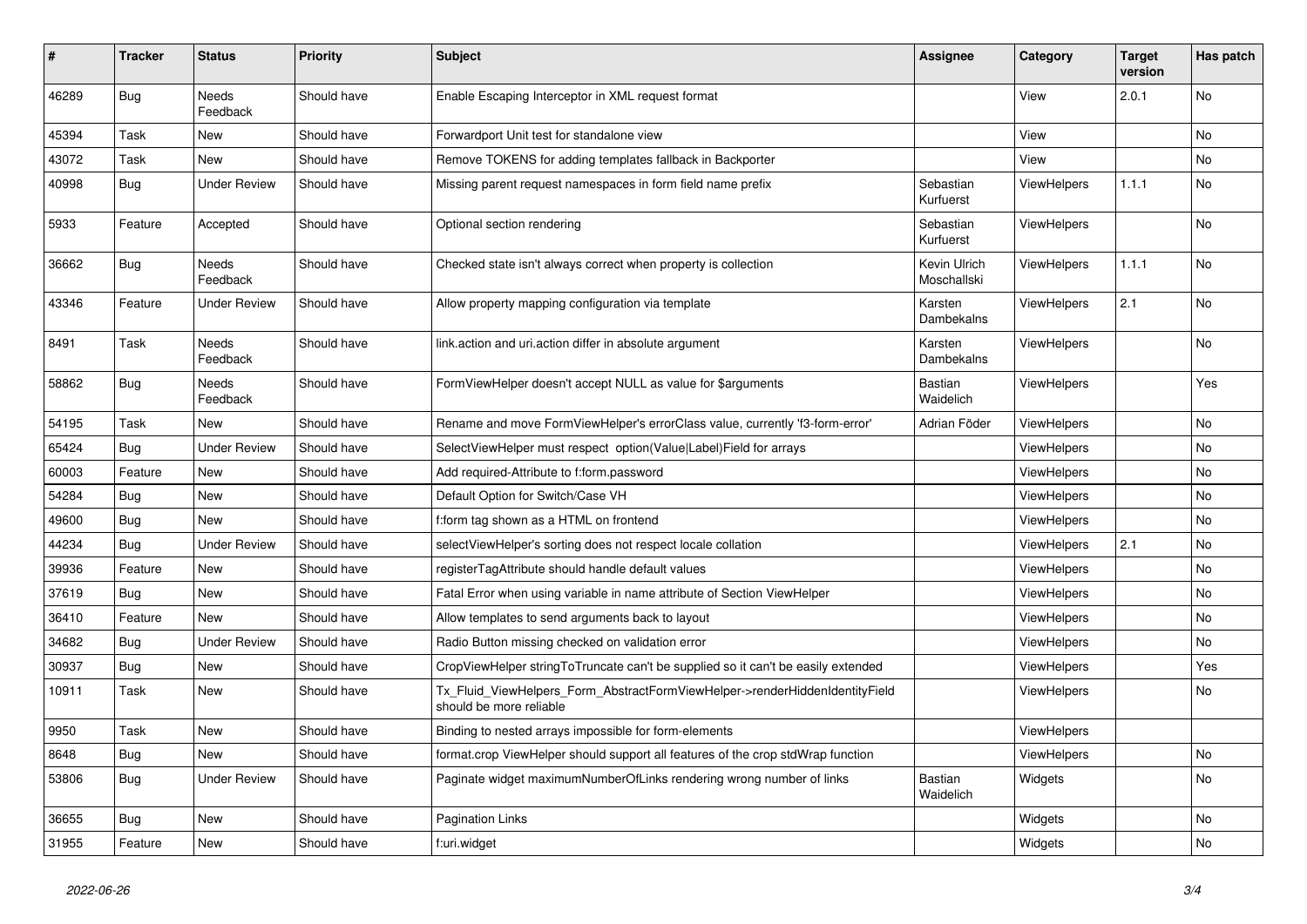| # | Tracker | Status | Priority | Subject | Assignee | Category | Target version | Has patch |
|---|---|---|---|---|---|---|---|---|
| 46289 | Bug | Needs Feedback | Should have | Enable Escaping Interceptor in XML request format | | View | 2.0.1 | No |
| 45394 | Task | New | Should have | Forwardport Unit test for standalone view | | View | | No |
| 43072 | Task | New | Should have | Remove TOKENS for adding templates fallback in Backporter | | View | | No |
| 40998 | Bug | Under Review | Should have | Missing parent request namespaces in form field name prefix | Sebastian Kurfuerst | ViewHelpers | 1.1.1 | No |
| 5933 | Feature | Accepted | Should have | Optional section rendering | Sebastian Kurfuerst | ViewHelpers | | No |
| 36662 | Bug | Needs Feedback | Should have | Checked state isn't always correct when property is collection | Kevin Ulrich Moschallski | ViewHelpers | 1.1.1 | No |
| 43346 | Feature | Under Review | Should have | Allow property mapping configuration via template | Karsten Dambekalns | ViewHelpers | 2.1 | No |
| 8491 | Task | Needs Feedback | Should have | link.action and uri.action differ in absolute argument | Karsten Dambekalns | ViewHelpers | | No |
| 58862 | Bug | Needs Feedback | Should have | FormViewHelper doesn't accept NULL as value for $arguments | Bastian Waidelich | ViewHelpers | | Yes |
| 54195 | Task | New | Should have | Rename and move FormViewHelper's errorClass value, currently 'f3-form-error' | Adrian Föder | ViewHelpers | | No |
| 65424 | Bug | Under Review | Should have | SelectViewHelper must respect option(Value\|Label)Field for arrays | | ViewHelpers | | No |
| 60003 | Feature | New | Should have | Add required-Attribute to f:form.password | | ViewHelpers | | No |
| 54284 | Bug | New | Should have | Default Option for Switch/Case VH | | ViewHelpers | | No |
| 49600 | Bug | New | Should have | f:form tag shown as a HTML on frontend | | ViewHelpers | | No |
| 44234 | Bug | Under Review | Should have | selectViewHelper's sorting does not respect locale collation | | ViewHelpers | 2.1 | No |
| 39936 | Feature | New | Should have | registerTagAttribute should handle default values | | ViewHelpers | | No |
| 37619 | Bug | New | Should have | Fatal Error when using variable in name attribute of Section ViewHelper | | ViewHelpers | | No |
| 36410 | Feature | New | Should have | Allow templates to send arguments back to layout | | ViewHelpers | | No |
| 34682 | Bug | Under Review | Should have | Radio Button missing checked on validation error | | ViewHelpers | | No |
| 30937 | Bug | New | Should have | CropViewHelper stringToTruncate can't be supplied so it can't be easily extended | | ViewHelpers | | Yes |
| 10911 | Task | New | Should have | Tx_Fluid_ViewHelpers_Form_AbstractFormViewHelper->renderHiddenIdentityField should be more reliable | | ViewHelpers | | No |
| 9950 | Task | New | Should have | Binding to nested arrays impossible for form-elements | | ViewHelpers | | |
| 8648 | Bug | New | Should have | format.crop ViewHelper should support all features of the crop stdWrap function | | ViewHelpers | | No |
| 53806 | Bug | Under Review | Should have | Paginate widget maximumNumberOfLinks rendering wrong number of links | Bastian Waidelich | Widgets | | No |
| 36655 | Bug | New | Should have | Pagination Links | | Widgets | | No |
| 31955 | Feature | New | Should have | f:uri.widget | | Widgets | | No |

*2022-06-26*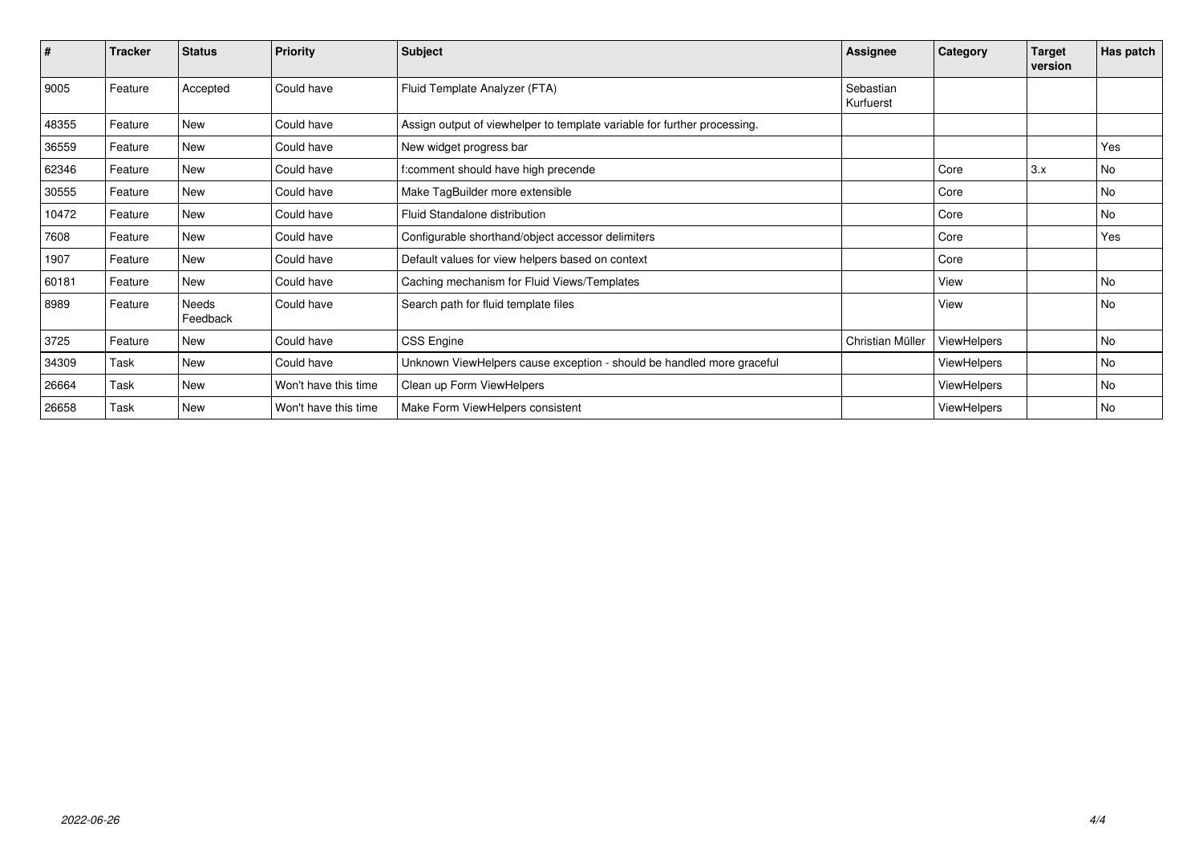| # | Tracker | Status | Priority | Subject | Assignee | Category | Target version | Has patch |
|---|---|---|---|---|---|---|---|---|
| 9005 | Feature | Accepted | Could have | Fluid Template Analyzer (FTA) | Sebastian Kurfuerst | | | |
| 48355 | Feature | New | Could have | Assign output of viewhelper to template variable for further processing. | | | | |
| 36559 | Feature | New | Could have | New widget progress bar | | | | Yes |
| 62346 | Feature | New | Could have | f:comment should have high precende | | Core | 3.x | No |
| 30555 | Feature | New | Could have | Make TagBuilder more extensible | | Core | | No |
| 10472 | Feature | New | Could have | Fluid Standalone distribution | | Core | | No |
| 7608 | Feature | New | Could have | Configurable shorthand/object accessor delimiters | | Core | | Yes |
| 1907 | Feature | New | Could have | Default values for view helpers based on context | | Core | | |
| 60181 | Feature | New | Could have | Caching mechanism for Fluid Views/Templates | | View | | No |
| 8989 | Feature | Needs Feedback | Could have | Search path for fluid template files | | View | | No |
| 3725 | Feature | New | Could have | CSS Engine | Christian Müller | ViewHelpers | | No |
| 34309 | Task | New | Could have | Unknown ViewHelpers cause exception - should be handled more graceful | | ViewHelpers | | No |
| 26664 | Task | New | Won't have this time | Clean up Form ViewHelpers | | ViewHelpers | | No |
| 26658 | Task | New | Won't have this time | Make Form ViewHelpers consistent | | ViewHelpers | | No |